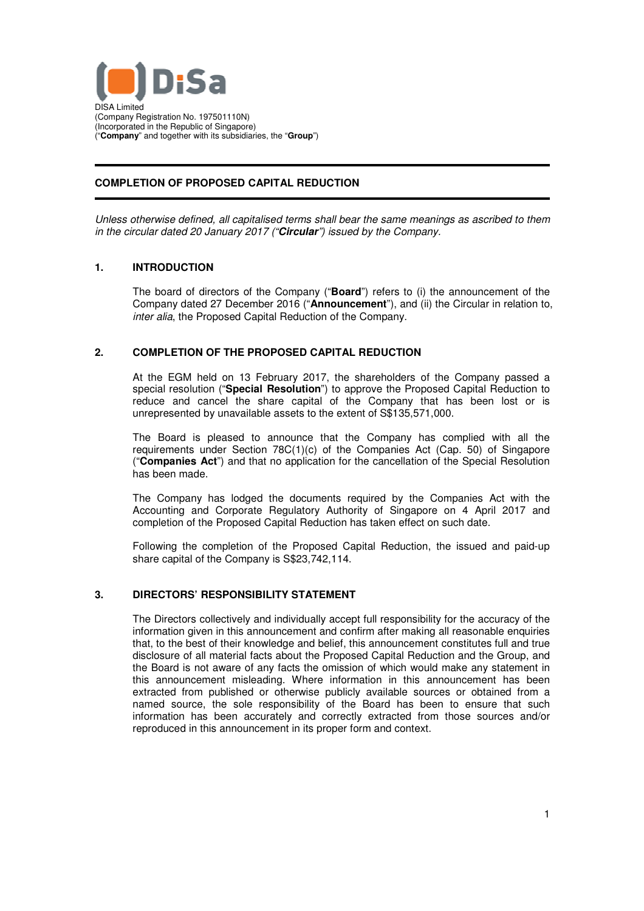DISA Limited
(Company Registration No. 197501110N)
(Incorporated in the Republic of Singapore)
("**Company**" and together with its subsidiaries, the "**Group**")

## COMPLETION OF PROPOSED CAPITAL REDUCTION

*Unless otherwise defined, all capitalised terms shall bear the same meanings as ascribed to them in the circular dated 20 January 2017 ("**Circular**") issued by the Company.*

### 1. INTRODUCTION

The board of directors of the Company ("**Board**") refers to (i) the announcement of the Company dated 27 December 2016 ("**Announcement**"), and (ii) the Circular in relation to, *inter alia*, the Proposed Capital Reduction of the Company.

### 2. COMPLETION OF THE PROPOSED CAPITAL REDUCTION

At the EGM held on 13 February 2017, the shareholders of the Company passed a special resolution ("**Special Resolution**") to approve the Proposed Capital Reduction to reduce and cancel the share capital of the Company that has been lost or is unrepresented by unavailable assets to the extent of S$135,571,000.

The Board is pleased to announce that the Company has complied with all the requirements under Section 78C(1)(c) of the Companies Act (Cap. 50) of Singapore ("**Companies Act**") and that no application for the cancellation of the Special Resolution has been made.

The Company has lodged the documents required by the Companies Act with the Accounting and Corporate Regulatory Authority of Singapore on 4 April 2017 and completion of the Proposed Capital Reduction has taken effect on such date.

Following the completion of the Proposed Capital Reduction, the issued and paid-up share capital of the Company is S$23,742,114.

### 3. DIRECTORS' RESPONSIBILITY STATEMENT

The Directors collectively and individually accept full responsibility for the accuracy of the information given in this announcement and confirm after making all reasonable enquiries that, to the best of their knowledge and belief, this announcement constitutes full and true disclosure of all material facts about the Proposed Capital Reduction and the Group, and the Board is not aware of any facts the omission of which would make any statement in this announcement misleading. Where information in this announcement has been extracted from published or otherwise publicly available sources or obtained from a named source, the sole responsibility of the Board has been to ensure that such information has been accurately and correctly extracted from those sources and/or reproduced in this announcement in its proper form and context.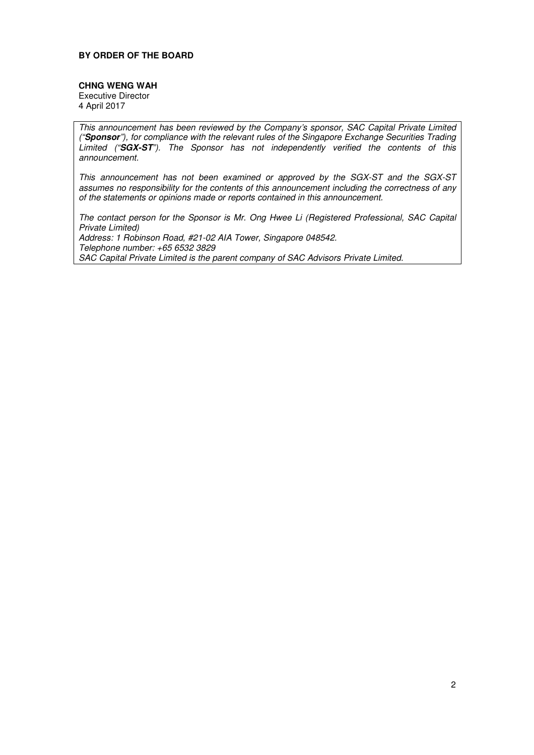**BY ORDER OF THE BOARD**

**CHNG WENG WAH**
Executive Director
4 April 2017

*This announcement has been reviewed by the Company's sponsor, SAC Capital Private Limited ("**Sponsor**"), for compliance with the relevant rules of the Singapore Exchange Securities Trading Limited ("**SGX-ST**"). The Sponsor has not independently verified the contents of this announcement.*

*This announcement has not been examined or approved by the SGX-ST and the SGX-ST assumes no responsibility for the contents of this announcement including the correctness of any of the statements or opinions made or reports contained in this announcement.*

*The contact person for the Sponsor is Mr. Ong Hwee Li (Registered Professional, SAC Capital Private Limited)*
*Address: 1 Robinson Road, #21-02 AIA Tower, Singapore 048542.*
*Telephone number: +65 6532 3829*
*SAC Capital Private Limited is the parent company of SAC Advisors Private Limited.*